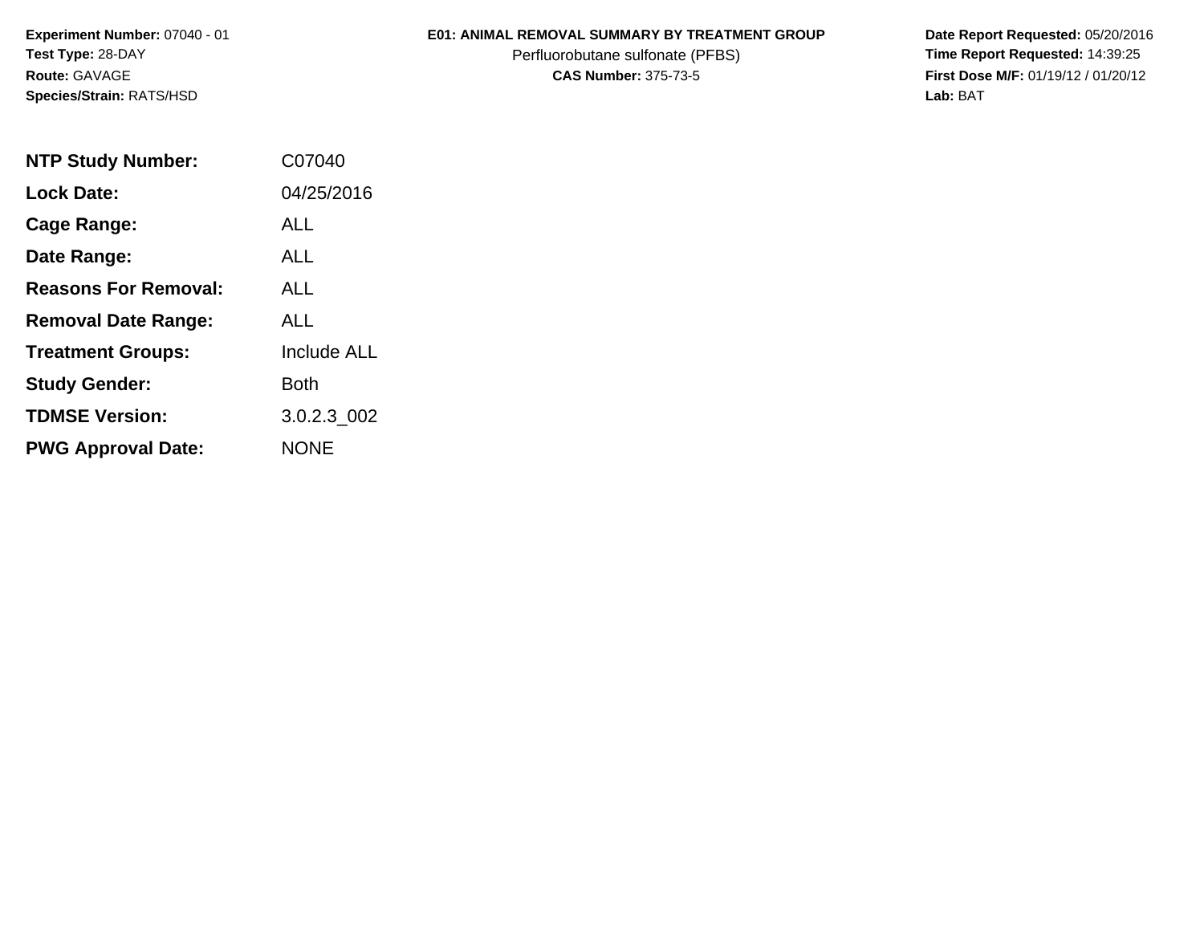**Experiment Number:** 07040 - 01
**Test Type:** 28-DAY
**Route:** GAVAGE
**Species/Strain:** RATS/HSD

**E01: ANIMAL REMOVAL SUMMARY BY TREATMENT GROUP**
Perfluorobutane sulfonate (PFBS)
**CAS Number:** 375-73-5

**Date Report Requested:** 05/20/2016
**Time Report Requested:** 14:39:25
**First Dose M/F:** 01/19/12 / 01/20/12
**Lab:** BAT

| | |
|---|---|
| **NTP Study Number:** | C07040 |
| **Lock Date:** | 04/25/2016 |
| **Cage Range:** | ALL |
| **Date Range:** | ALL |
| **Reasons For Removal:** | ALL |
| **Removal Date Range:** | ALL |
| **Treatment Groups:** | Include ALL |
| **Study Gender:** | Both |
| **TDMSE Version:** | 3.0.2.3_002 |
| **PWG Approval Date:** | NONE |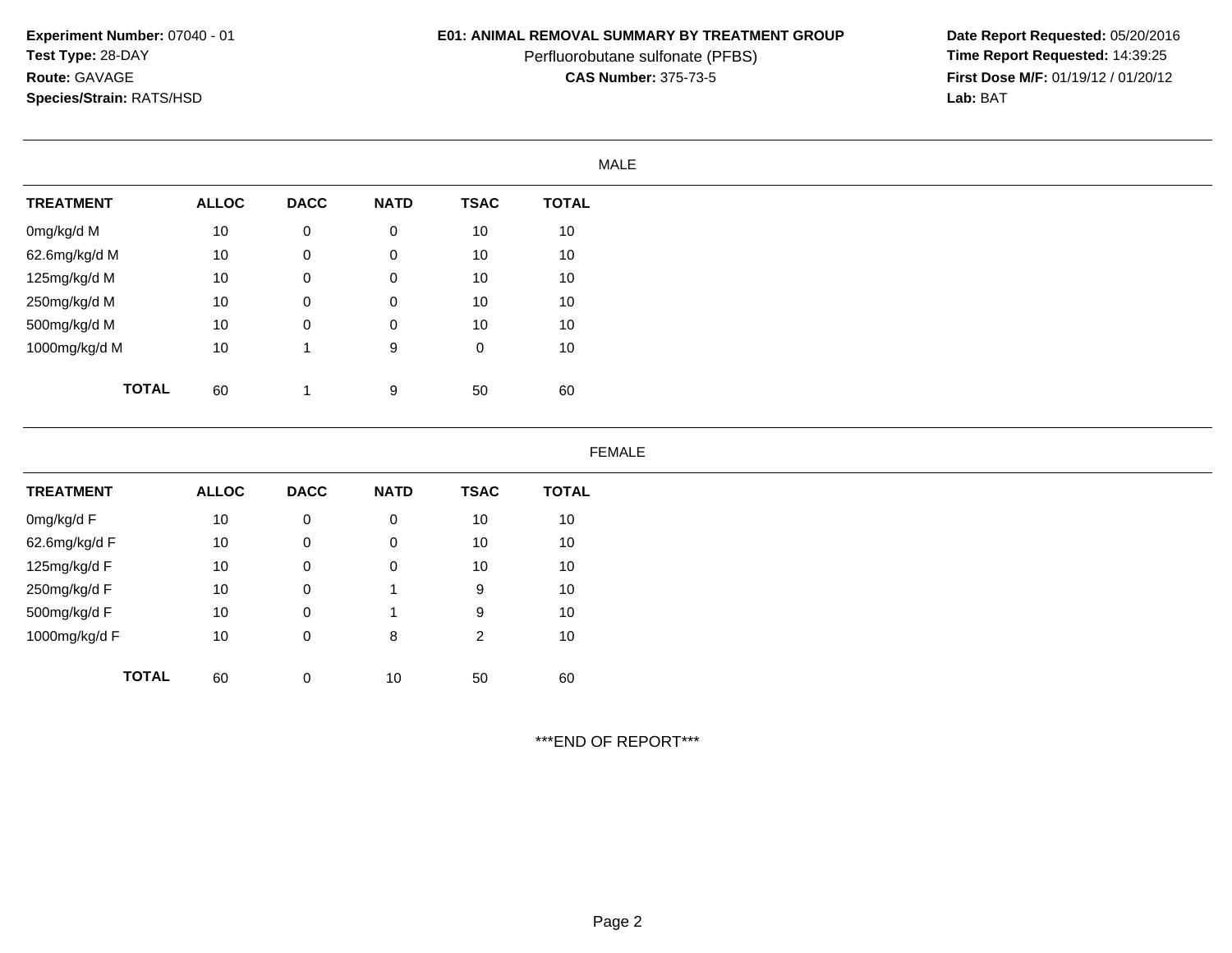**Experiment Number:** 07040 - 01
**Test Type:** 28-DAY
**Route:** GAVAGE
**Species/Strain:** RATS/HSD

**E01: ANIMAL REMOVAL SUMMARY BY TREATMENT GROUP**
Perfluorobutane sulfonate (PFBS)
**CAS Number:** 375-73-5

**Date Report Requested:** 05/20/2016
**Time Report Requested:** 14:39:25
**First Dose M/F:** 01/19/12 / 01/20/12
**Lab:** BAT

MALE

| TREATMENT | ALLOC | DACC | NATD | TSAC | TOTAL |
|---|---|---|---|---|---|
| 0mg/kg/d M | 10 | 0 | 0 | 10 | 10 |
| 62.6mg/kg/d M | 10 | 0 | 0 | 10 | 10 |
| 125mg/kg/d M | 10 | 0 | 0 | 10 | 10 |
| 250mg/kg/d M | 10 | 0 | 0 | 10 | 10 |
| 500mg/kg/d M | 10 | 0 | 0 | 10 | 10 |
| 1000mg/kg/d M | 10 | 1 | 9 | 0 | 10 |
| **TOTAL** | 60 | 1 | 9 | 50 | 60 |

FEMALE

| TREATMENT | ALLOC | DACC | NATD | TSAC | TOTAL |
|---|---|---|---|---|---|
| 0mg/kg/d F | 10 | 0 | 0 | 10 | 10 |
| 62.6mg/kg/d F | 10 | 0 | 0 | 10 | 10 |
| 125mg/kg/d F | 10 | 0 | 0 | 10 | 10 |
| 250mg/kg/d F | 10 | 0 | 1 | 9 | 10 |
| 500mg/kg/d F | 10 | 0 | 1 | 9 | 10 |
| 1000mg/kg/d F | 10 | 0 | 8 | 2 | 10 |
| **TOTAL** | 60 | 0 | 10 | 50 | 60 |

***END OF REPORT***